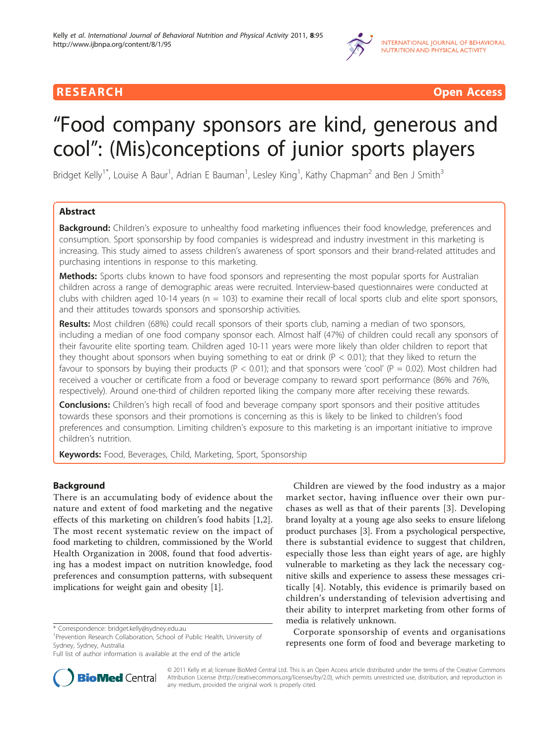RESEARCH Open Access

# "Food company sponsors are kind, generous and cool": (Mis)conceptions of junior sports players

Bridget Kelly[1*], Louise A Baur[1], Adrian E Bauman[1], Lesley King[1], Kathy Chapman[2] and Ben J Smith[3]

## Abstract

**Background:** Children's exposure to unhealthy food marketing influences their food knowledge, preferences and consumption. Sport sponsorship by food companies is widespread and industry investment in this marketing is increasing. This study aimed to assess children's awareness of sport sponsors and their brand-related attitudes and purchasing intentions in response to this marketing.

**Methods:** Sports clubs known to have food sponsors and representing the most popular sports for Australian children across a range of demographic areas were recruited. Interview-based questionnaires were conducted at clubs with children aged 10-14 years (n = 103) to examine their recall of local sports club and elite sport sponsors, and their attitudes towards sponsors and sponsorship activities.

**Results:** Most children (68%) could recall sponsors of their sports club, naming a median of two sponsors, including a median of one food company sponsor each. Almost half (47%) of children could recall any sponsors of their favourite elite sporting team. Children aged 10-11 years were more likely than older children to report that they thought about sponsors when buying something to eat or drink ($P < 0.01$); that they liked to return the favour to sponsors by buying their products ($P < 0.01$); and that sponsors were 'cool' ($P = 0.02$). Most children had received a voucher or certificate from a food or beverage company to reward sport performance (86% and 76%, respectively). Around one-third of children reported liking the company more after receiving these rewards.

**Conclusions:** Children's high recall of food and beverage company sport sponsors and their positive attitudes towards these sponsors and their promotions is concerning as this is likely to be linked to children's food preferences and consumption. Limiting children's exposure to this marketing is an important initiative to improve children's nutrition.

**Keywords:** Food, Beverages, Child, Marketing, Sport, Sponsorship

## Background

There is an accumulating body of evidence about the nature and extent of food marketing and the negative effects of this marketing on children's food habits [1,2]. The most recent systematic review on the impact of food marketing to children, commissioned by the World Health Organization in 2008, found that food advertising has a modest impact on nutrition knowledge, food preferences and consumption patterns, with subsequent implications for weight gain and obesity [1].

Children are viewed by the food industry as a major market sector, having influence over their own purchases as well as that of their parents [3]. Developing brand loyalty at a young age also seeks to ensure lifelong product purchases [3]. From a psychological perspective, there is substantial evidence to suggest that children, especially those less than eight years of age, are highly vulnerable to marketing as they lack the necessary cognitive skills and experience to assess these messages critically [4]. Notably, this evidence is primarily based on children's understanding of television advertising and their ability to interpret marketing from other forms of media is relatively unknown.

Corporate sponsorship of events and organisations represents one form of food and beverage marketing to

\* Correspondence: bridget.kelly@sydney.edu.au

[1]Prevention Research Collaboration, School of Public Health, University of Sydney, Sydney, Australia

Full list of author information is available at the end of the article

© 2011 Kelly et al; licensee BioMed Central Ltd. This is an Open Access article distributed under the terms of the Creative Commons Attribution License (http://creativecommons.org/licenses/by/2.0), which permits unrestricted use, distribution, and reproduction in any medium, provided the original work is properly cited.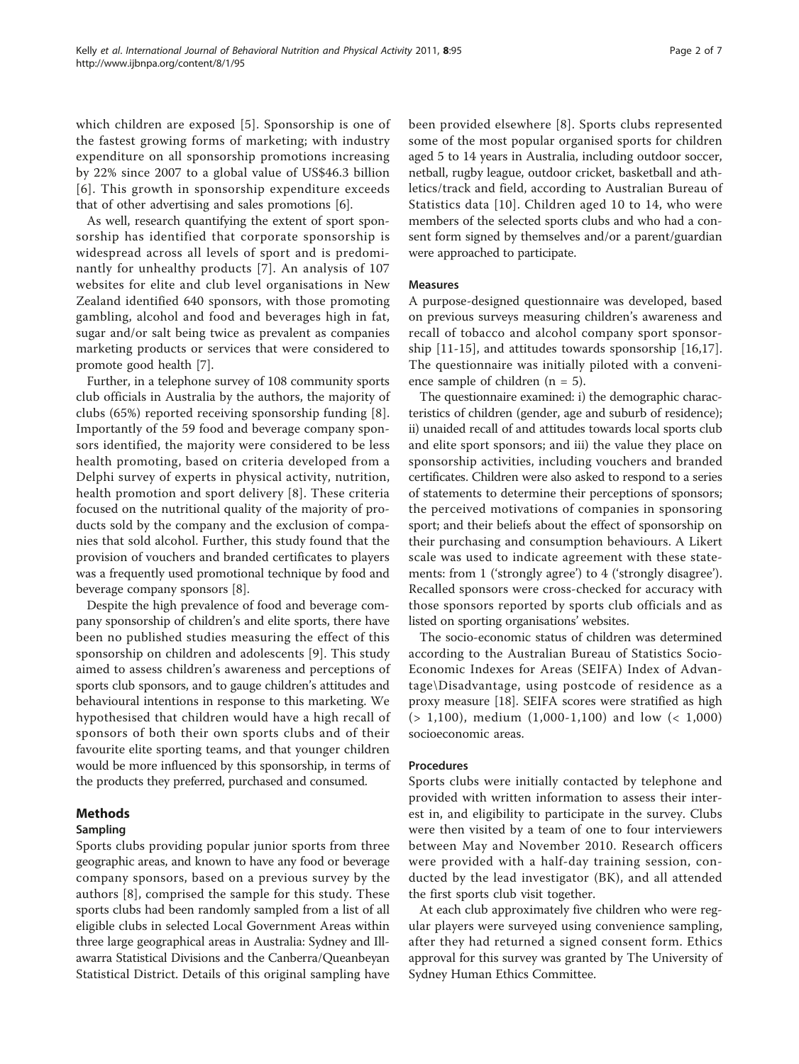which children are exposed [5]. Sponsorship is one of the fastest growing forms of marketing; with industry expenditure on all sponsorship promotions increasing by 22% since 2007 to a global value of US$46.3 billion [6]. This growth in sponsorship expenditure exceeds that of other advertising and sales promotions [6].

As well, research quantifying the extent of sport sponsorship has identified that corporate sponsorship is widespread across all levels of sport and is predominantly for unhealthy products [7]. An analysis of 107 websites for elite and club level organisations in New Zealand identified 640 sponsors, with those promoting gambling, alcohol and food and beverages high in fat, sugar and/or salt being twice as prevalent as companies marketing products or services that were considered to promote good health [7].

Further, in a telephone survey of 108 community sports club officials in Australia by the authors, the majority of clubs (65%) reported receiving sponsorship funding [8]. Importantly of the 59 food and beverage company sponsors identified, the majority were considered to be less health promoting, based on criteria developed from a Delphi survey of experts in physical activity, nutrition, health promotion and sport delivery [8]. These criteria focused on the nutritional quality of the majority of products sold by the company and the exclusion of companies that sold alcohol. Further, this study found that the provision of vouchers and branded certificates to players was a frequently used promotional technique by food and beverage company sponsors [8].

Despite the high prevalence of food and beverage company sponsorship of children's and elite sports, there have been no published studies measuring the effect of this sponsorship on children and adolescents [9]. This study aimed to assess children's awareness and perceptions of sports club sponsors, and to gauge children's attitudes and behavioural intentions in response to this marketing. We hypothesised that children would have a high recall of sponsors of both their own sports clubs and of their favourite elite sporting teams, and that younger children would be more influenced by this sponsorship, in terms of the products they preferred, purchased and consumed.

## Methods

### Sampling

Sports clubs providing popular junior sports from three geographic areas, and known to have any food or beverage company sponsors, based on a previous survey by the authors [8], comprised the sample for this study. These sports clubs had been randomly sampled from a list of all eligible clubs in selected Local Government Areas within three large geographical areas in Australia: Sydney and Illawarra Statistical Divisions and the Canberra/Queanbeyan Statistical District. Details of this original sampling have been provided elsewhere [8]. Sports clubs represented some of the most popular organised sports for children aged 5 to 14 years in Australia, including outdoor soccer, netball, rugby league, outdoor cricket, basketball and athletics/track and field, according to Australian Bureau of Statistics data [10]. Children aged 10 to 14, who were members of the selected sports clubs and who had a consent form signed by themselves and/or a parent/guardian were approached to participate.

### Measures

A purpose-designed questionnaire was developed, based on previous surveys measuring children's awareness and recall of tobacco and alcohol company sport sponsorship [11-15], and attitudes towards sponsorship [16,17]. The questionnaire was initially piloted with a convenience sample of children (n = 5).

The questionnaire examined: i) the demographic characteristics of children (gender, age and suburb of residence); ii) unaided recall of and attitudes towards local sports club and elite sport sponsors; and iii) the value they place on sponsorship activities, including vouchers and branded certificates. Children were also asked to respond to a series of statements to determine their perceptions of sponsors; the perceived motivations of companies in sponsoring sport; and their beliefs about the effect of sponsorship on their purchasing and consumption behaviours. A Likert scale was used to indicate agreement with these statements: from 1 ('strongly agree') to 4 ('strongly disagree'). Recalled sponsors were cross-checked for accuracy with those sponsors reported by sports club officials and as listed on sporting organisations' websites.

The socio-economic status of children was determined according to the Australian Bureau of Statistics Socio-Economic Indexes for Areas (SEIFA) Index of Advantage\Disadvantage, using postcode of residence as a proxy measure [18]. SEIFA scores were stratified as high (> 1,100), medium (1,000-1,100) and low (< 1,000) socioeconomic areas.

### Procedures

Sports clubs were initially contacted by telephone and provided with written information to assess their interest in, and eligibility to participate in the survey. Clubs were then visited by a team of one to four interviewers between May and November 2010. Research officers were provided with a half-day training session, conducted by the lead investigator (BK), and all attended the first sports club visit together.

At each club approximately five children who were regular players were surveyed using convenience sampling, after they had returned a signed consent form. Ethics approval for this survey was granted by The University of Sydney Human Ethics Committee.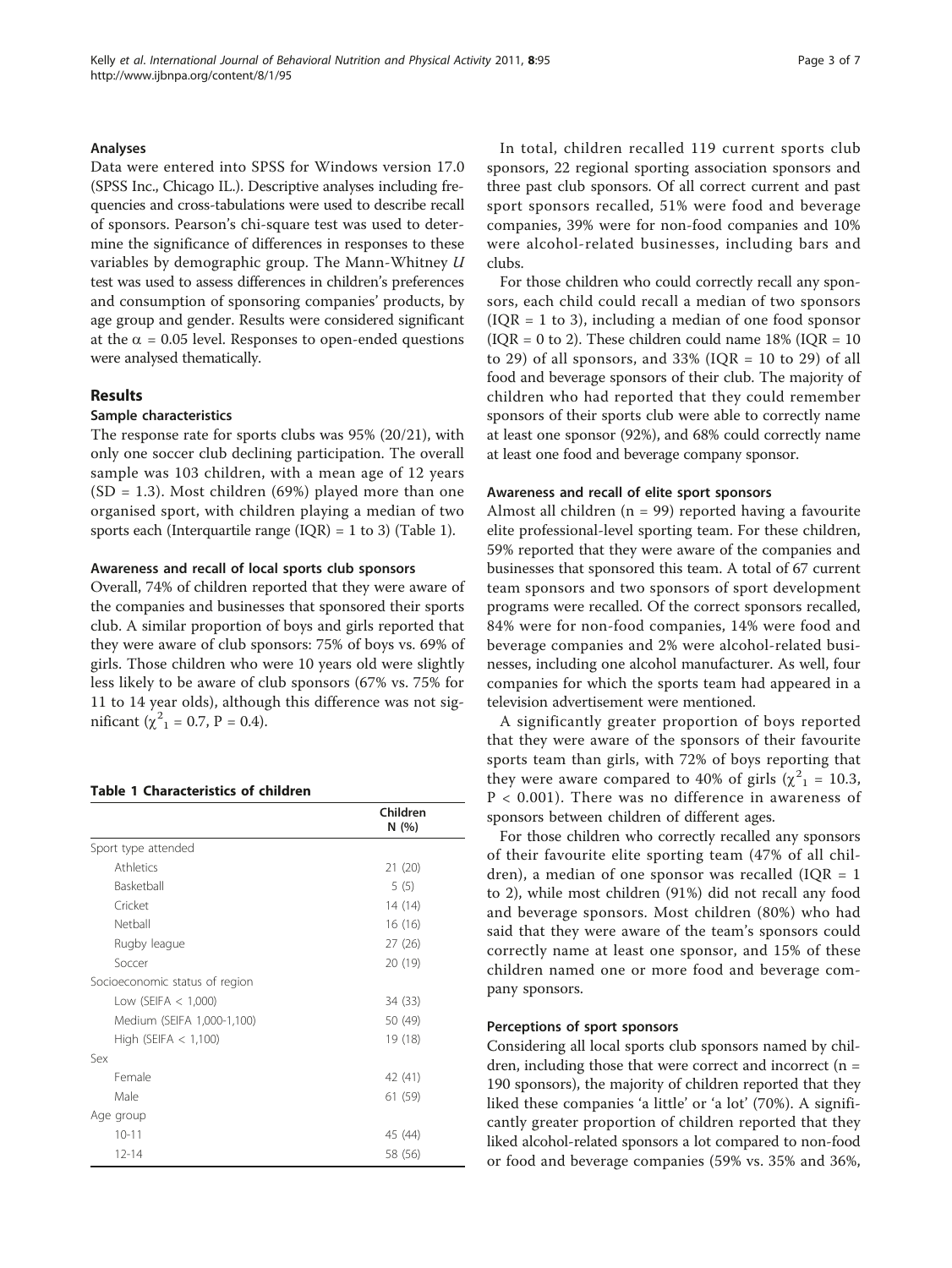### Analyses

Data were entered into SPSS for Windows version 17.0 (SPSS Inc., Chicago IL.). Descriptive analyses including frequencies and cross-tabulations were used to describe recall of sponsors. Pearson's chi-square test was used to determine the significance of differences in responses to these variables by demographic group. The Mann-Whitney $U$ test was used to assess differences in children's preferences and consumption of sponsoring companies' products, by age group and gender. Results were considered significant at the $\alpha = 0.05$ level. Responses to open-ended questions were analysed thematically.

## Results

### Sample characteristics

The response rate for sports clubs was 95% (20/21), with only one soccer club declining participation. The overall sample was 103 children, with a mean age of 12 years (SD = 1.3). Most children (69%) played more than one organised sport, with children playing a median of two sports each (Interquartile range (IQR) = 1 to 3) (Table 1).

### Awareness and recall of local sports club sponsors

Overall, 74% of children reported that they were aware of the companies and businesses that sponsored their sports club. A similar proportion of boys and girls reported that they were aware of club sponsors: 75% of boys vs. 69% of girls. Those children who were 10 years old were slightly less likely to be aware of club sponsors (67% vs. 75% for 11 to 14 year olds), although this difference was not significant ($\chi^2_1 = 0.7$, $P = 0.4$).

**Table 1 Characteristics of children**

| | Children N (%) |
|---|---|
| Sport type attended | |
| Athletics | 21 (20) |
| Basketball | 5 (5) |
| Cricket | 14 (14) |
| Netball | 16 (16) |
| Rugby league | 27 (26) |
| Soccer | 20 (19) |
| Socioeconomic status of region | |
| Low (SEIFA < 1,000) | 34 (33) |
| Medium (SEIFA 1,000-1,100) | 50 (49) |
| High (SEIFA < 1,100) | 19 (18) |
| Sex | |
| Female | 42 (41) |
| Male | 61 (59) |
| Age group | |
| 10-11 | 45 (44) |
| 12-14 | 58 (56) |

In total, children recalled 119 current sports club sponsors, 22 regional sporting association sponsors and three past club sponsors. Of all correct current and past sport sponsors recalled, 51% were food and beverage companies, 39% were for non-food companies and 10% were alcohol-related businesses, including bars and clubs.

For those children who could correctly recall any sponsors, each child could recall a median of two sponsors (IQR = 1 to 3), including a median of one food sponsor (IQR = 0 to 2). These children could name 18% (IQR = 10 to 29) of all sponsors, and 33% (IQR = 10 to 29) of all food and beverage sponsors of their club. The majority of children who had reported that they could remember sponsors of their sports club were able to correctly name at least one sponsor (92%), and 68% could correctly name at least one food and beverage company sponsor.

### Awareness and recall of elite sport sponsors

Almost all children (n = 99) reported having a favourite elite professional-level sporting team. For these children, 59% reported that they were aware of the companies and businesses that sponsored this team. A total of 67 current team sponsors and two sponsors of sport development programs were recalled. Of the correct sponsors recalled, 84% were for non-food companies, 14% were food and beverage companies and 2% were alcohol-related businesses, including one alcohol manufacturer. As well, four companies for which the sports team had appeared in a television advertisement were mentioned.

A significantly greater proportion of boys reported that they were aware of the sponsors of their favourite sports team than girls, with 72% of boys reporting that they were aware compared to 40% of girls ($\chi^2_1 = 10.3$, $P < 0.001$). There was no difference in awareness of sponsors between children of different ages.

For those children who correctly recalled any sponsors of their favourite elite sporting team (47% of all children), a median of one sponsor was recalled (IQR = 1 to 2), while most children (91%) did not recall any food and beverage sponsors. Most children (80%) who had said that they were aware of the team's sponsors could correctly name at least one sponsor, and 15% of these children named one or more food and beverage company sponsors.

### Perceptions of sport sponsors

Considering all local sports club sponsors named by children, including those that were correct and incorrect (n = 190 sponsors), the majority of children reported that they liked these companies 'a little' or 'a lot' (70%). A significantly greater proportion of children reported that they liked alcohol-related sponsors a lot compared to non-food or food and beverage companies (59% vs. 35% and 36%,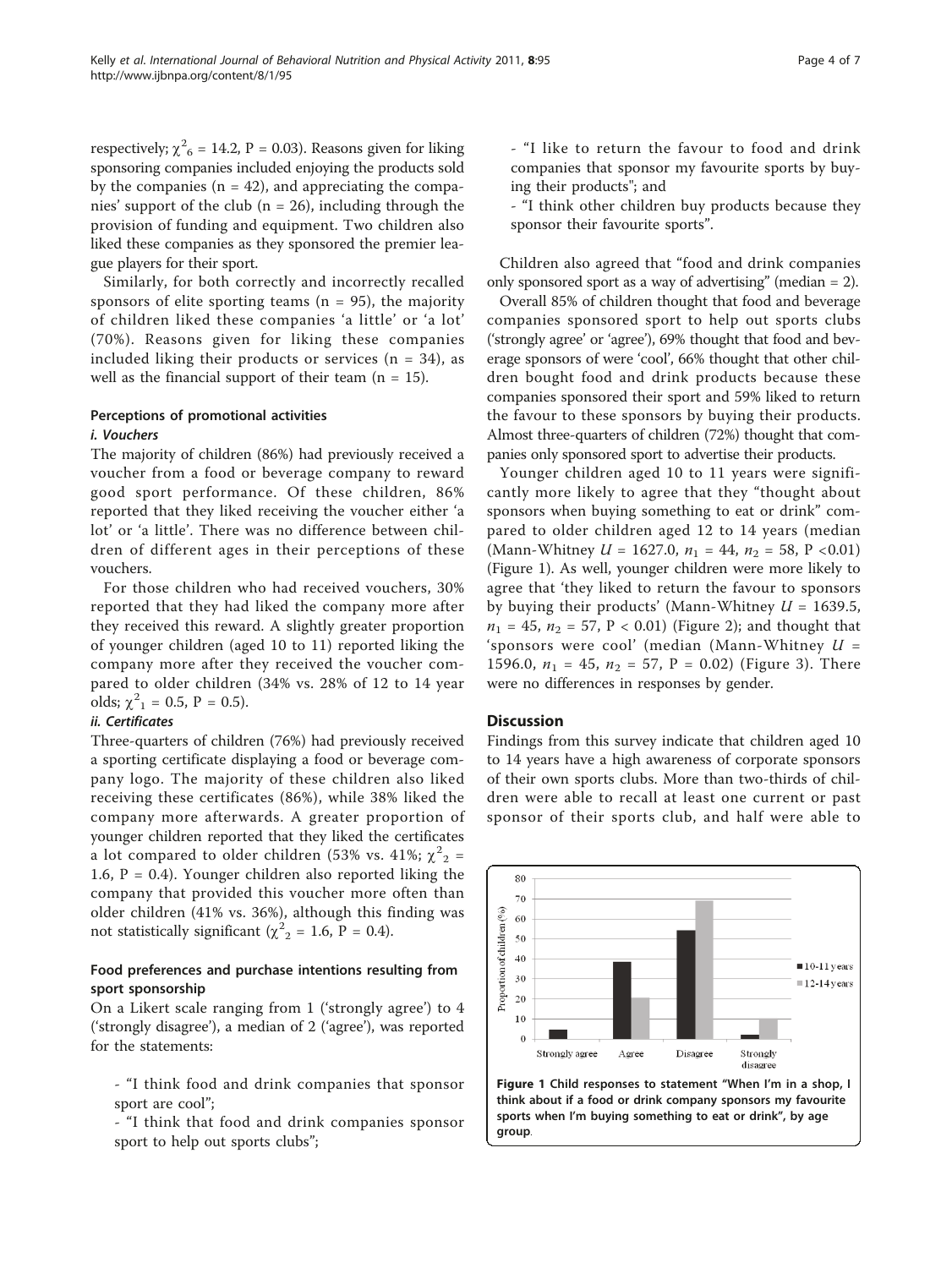respectively; $\chi^2_6$ = 14.2, P = 0.03). Reasons given for liking sponsoring companies included enjoying the products sold by the companies (n = 42), and appreciating the companies' support of the club (n = 26), including through the provision of funding and equipment. Two children also liked these companies as they sponsored the premier league players for their sport.

Similarly, for both correctly and incorrectly recalled sponsors of elite sporting teams (n = 95), the majority of children liked these companies 'a little' or 'a lot' (70%). Reasons given for liking these companies included liking their products or services (n = 34), as well as the financial support of their team (n = 15).

### Perceptions of promotional activities

#### *i. Vouchers*

The majority of children (86%) had previously received a voucher from a food or beverage company to reward good sport performance. Of these children, 86% reported that they liked receiving the voucher either 'a lot' or 'a little'. There was no difference between children of different ages in their perceptions of these vouchers.

For those children who had received vouchers, 30% reported that they had liked the company more after they received this reward. A slightly greater proportion of younger children (aged 10 to 11) reported liking the company more after they received the voucher compared to older children (34% vs. 28% of 12 to 14 year olds; $\chi^2_1$ = 0.5, P = 0.5).

#### *ii. Certificates*

Three-quarters of children (76%) had previously received a sporting certificate displaying a food or beverage company logo. The majority of these children also liked receiving these certificates (86%), while 38% liked the company more afterwards. A greater proportion of younger children reported that they liked the certificates a lot compared to older children (53% vs. 41%; $\chi^2_2$ = 1.6, P = 0.4). Younger children also reported liking the company that provided this voucher more often than older children (41% vs. 36%), although this finding was not statistically significant ($\chi^2_2$ = 1.6, P = 0.4).

### Food preferences and purchase intentions resulting from sport sponsorship

On a Likert scale ranging from 1 ('strongly agree') to 4 ('strongly disagree'), a median of 2 ('agree'), was reported for the statements:

- "I think food and drink companies that sponsor sport are cool";
- "I think that food and drink companies sponsor sport to help out sports clubs";
- "I like to return the favour to food and drink companies that sponsor my favourite sports by buying their products"; and
- "I think other children buy products because they sponsor their favourite sports".

Children also agreed that "food and drink companies only sponsored sport as a way of advertising" (median = 2).

Overall 85% of children thought that food and beverage companies sponsored sport to help out sports clubs ('strongly agree' or 'agree'), 69% thought that food and beverage sponsors of were 'cool', 66% thought that other children bought food and drink products because these companies sponsored their sport and 59% liked to return the favour to these sponsors by buying their products. Almost three-quarters of children (72%) thought that companies only sponsored sport to advertise their products.

Younger children aged 10 to 11 years were significantly more likely to agree that they "thought about sponsors when buying something to eat or drink" compared to older children aged 12 to 14 years (median (Mann-Whitney $U$ = 1627.0, $n_1$ = 44, $n_2$ = 58, P <0.01) (Figure 1). As well, younger children were more likely to agree that 'they liked to return the favour to sponsors by buying their products' (Mann-Whitney $U$ = 1639.5, $n_1$ = 45, $n_2$ = 57, P < 0.01) (Figure 2); and thought that 'sponsors were cool' (median (Mann-Whitney $U$ = 1596.0, $n_1$ = 45, $n_2$ = 57, P = 0.02) (Figure 3). There were no differences in responses by gender.

## Discussion

Findings from this survey indicate that children aged 10 to 14 years have a high awareness of corporate sponsors of their own sports clubs. More than two-thirds of children were able to recall at least one current or past sponsor of their sports club, and half were able to

Proportion of children (%)
80
70
60
50
40
30
20
10
0
Strongly agree
Agree
Disagree
Strongly disagree
10-11 years
12-14 years

**Figure 1 Child responses to statement "When I'm in a shop, I think about if a food or drink company sponsors my favourite sports when I'm buying something to eat or drink", by age group.**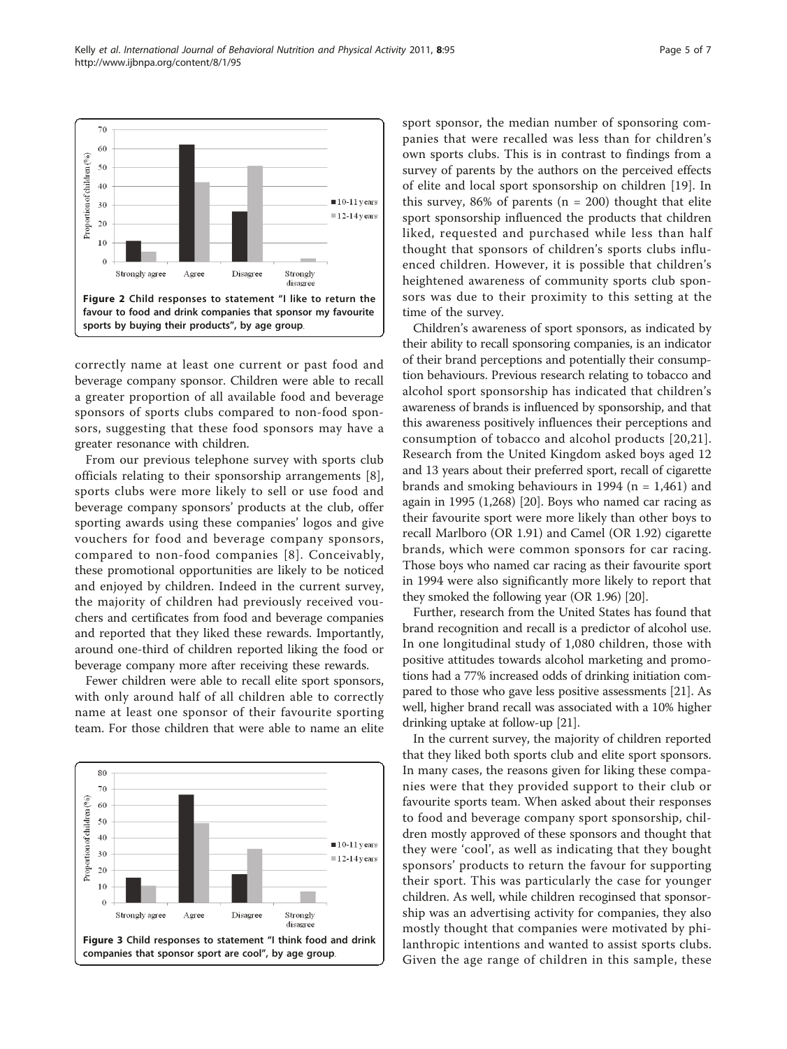70
60
50
40
30
20
10
0
Proportion of children (%)
Strongly agree
Agree
Disagree
Strongly disagree
10-11 years
12-14 years

**Figure 2 Child responses to statement "I like to return the favour to food and drink companies that sponsor my favourite sports by buying their products", by age group**.

correctly name at least one current or past food and beverage company sponsor. Children were able to recall a greater proportion of all available food and beverage sponsors of sports clubs compared to non-food sponsors, suggesting that these food sponsors may have a greater resonance with children.

From our previous telephone survey with sports club officials relating to their sponsorship arrangements [8], sports clubs were more likely to sell or use food and beverage company sponsors' products at the club, offer sporting awards using these companies' logos and give vouchers for food and beverage company sponsors, compared to non-food companies [8]. Conceivably, these promotional opportunities are likely to be noticed and enjoyed by children. Indeed in the current survey, the majority of children had previously received vouchers and certificates from food and beverage companies and reported that they liked these rewards. Importantly, around one-third of children reported liking the food or beverage company more after receiving these rewards.

Fewer children were able to recall elite sport sponsors, with only around half of all children able to correctly name at least one sponsor of their favourite sporting team. For those children that were able to name an elite sport sponsor, the median number of sponsoring companies that were recalled was less than for children's own sports clubs. This is in contrast to findings from a survey of parents by the authors on the perceived effects of elite and local sport sponsorship on children [19]. In this survey, 86% of parents (n = 200) thought that elite sport sponsorship influenced the products that children liked, requested and purchased while less than half thought that sponsors of children's sports clubs influenced children. However, it is possible that children's heightened awareness of community sports club sponsors was due to their proximity to this setting at the time of the survey.

80
70
60
50
40
30
20
10
0
Proportion of children (%)
Strongly agree
Agree
Disagree
Strongly disagree
10-11 years
12-14 years

**Figure 3 Child responses to statement "I think food and drink companies that sponsor sport are cool", by age group**.

Children's awareness of sport sponsors, as indicated by their ability to recall sponsoring companies, is an indicator of their brand perceptions and potentially their consumption behaviours. Previous research relating to tobacco and alcohol sport sponsorship has indicated that children's awareness of brands is influenced by sponsorship, and that this awareness positively influences their perceptions and consumption of tobacco and alcohol products [20,21]. Research from the United Kingdom asked boys aged 12 and 13 years about their preferred sport, recall of cigarette brands and smoking behaviours in 1994 (n = 1,461) and again in 1995 (1,268) [20]. Boys who named car racing as their favourite sport were more likely than other boys to recall Marlboro (OR 1.91) and Camel (OR 1.92) cigarette brands, which were common sponsors for car racing. Those boys who named car racing as their favourite sport in 1994 were also significantly more likely to report that they smoked the following year (OR 1.96) [20].

Further, research from the United States has found that brand recognition and recall is a predictor of alcohol use. In one longitudinal study of 1,080 children, those with positive attitudes towards alcohol marketing and promotions had a 77% increased odds of drinking initiation compared to those who gave less positive assessments [21]. As well, higher brand recall was associated with a 10% higher drinking uptake at follow-up [21].

In the current survey, the majority of children reported that they liked both sports club and elite sport sponsors. In many cases, the reasons given for liking these companies were that they provided support to their club or favourite sports team. When asked about their responses to food and beverage company sport sponsorship, children mostly approved of these sponsors and thought that they were 'cool', as well as indicating that they bought sponsors' products to return the favour for supporting their sport. This was particularly the case for younger children. As well, while children recogised that sponsorship was an advertising activity for companies, they also mostly thought that companies were motivated by philanthropic intentions and wanted to assist sports clubs. Given the age range of children in this sample, these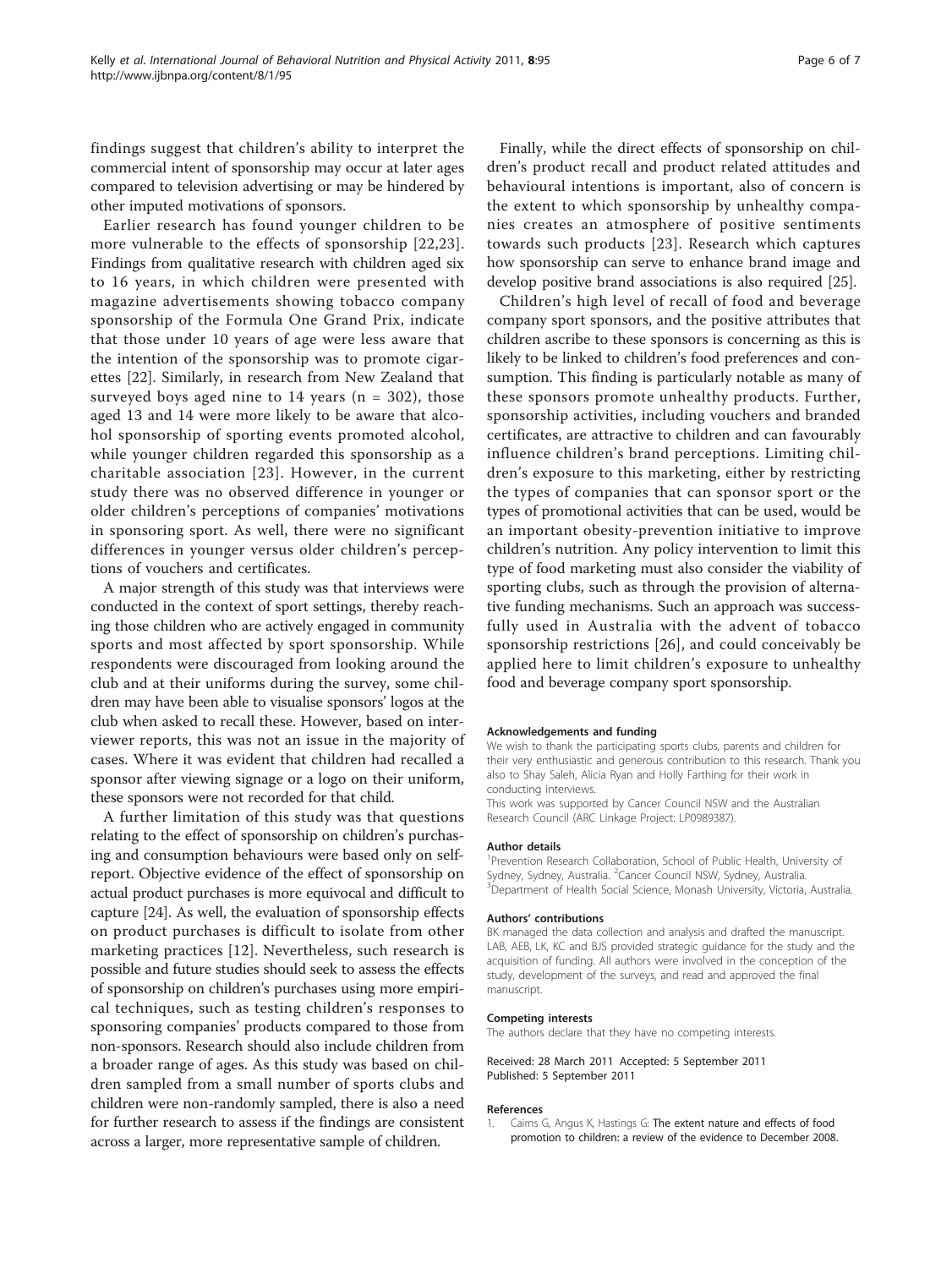findings suggest that children's ability to interpret the commercial intent of sponsorship may occur at later ages compared to television advertising or may be hindered by other imputed motivations of sponsors.

Earlier research has found younger children to be more vulnerable to the effects of sponsorship [22,23]. Findings from qualitative research with children aged six to 16 years, in which children were presented with magazine advertisements showing tobacco company sponsorship of the Formula One Grand Prix, indicate that those under 10 years of age were less aware that the intention of the sponsorship was to promote cigarettes [22]. Similarly, in research from New Zealand that surveyed boys aged nine to 14 years (n = 302), those aged 13 and 14 were more likely to be aware that alcohol sponsorship of sporting events promoted alcohol, while younger children regarded this sponsorship as a charitable association [23]. However, in the current study there was no observed difference in younger or older children's perceptions of companies' motivations in sponsoring sport. As well, there were no significant differences in younger versus older children's perceptions of vouchers and certificates.

A major strength of this study was that interviews were conducted in the context of sport settings, thereby reaching those children who are actively engaged in community sports and most affected by sport sponsorship. While respondents were discouraged from looking around the club and at their uniforms during the survey, some children may have been able to visualise sponsors' logos at the club when asked to recall these. However, based on interviewer reports, this was not an issue in the majority of cases. Where it was evident that children had recalled a sponsor after viewing signage or a logo on their uniform, these sponsors were not recorded for that child.

A further limitation of this study was that questions relating to the effect of sponsorship on children's purchasing and consumption behaviours were based only on self-report. Objective evidence of the effect of sponsorship on actual product purchases is more equivocal and difficult to capture [24]. As well, the evaluation of sponsorship effects on product purchases is difficult to isolate from other marketing practices [12]. Nevertheless, such research is possible and future studies should seek to assess the effects of sponsorship on children's purchases using more empirical techniques, such as testing children's responses to sponsoring companies' products compared to those from non-sponsors. Research should also include children from a broader range of ages. As this study was based on children sampled from a small number of sports clubs and children were non-randomly sampled, there is also a need for further research to assess if the findings are consistent across a larger, more representative sample of children.

Finally, while the direct effects of sponsorship on children's product recall and product related attitudes and behavioural intentions is important, also of concern is the extent to which sponsorship by unhealthy companies creates an atmosphere of positive sentiments towards such products [23]. Research which captures how sponsorship can serve to enhance brand image and develop positive brand associations is also required [25].

Children's high level of recall of food and beverage company sport sponsors, and the positive attributes that children ascribe to these sponsors is concerning as this is likely to be linked to children's food preferences and consumption. This finding is particularly notable as many of these sponsors promote unhealthy products. Further, sponsorship activities, including vouchers and branded certificates, are attractive to children and can favourably influence children's brand perceptions. Limiting children's exposure to this marketing, either by restricting the types of companies that can sponsor sport or the types of promotional activities that can be used, would be an important obesity-prevention initiative to improve children's nutrition. Any policy intervention to limit this type of food marketing must also consider the viability of sporting clubs, such as through the provision of alternative funding mechanisms. Such an approach was successfully used in Australia with the advent of tobacco sponsorship restrictions [26], and could conceivably be applied here to limit children's exposure to unhealthy food and beverage company sport sponsorship.

#### Acknowledgements and funding

We wish to thank the participating sports clubs, parents and children for their very enthusiastic and generous contribution to this research. Thank you also to Shay Saleh, Alicia Ryan and Holly Farthing for their work in conducting interviews.

This work was supported by Cancer Council NSW and the Australian Research Council (ARC Linkage Project: LP0989387).

#### Author details

[1]Prevention Research Collaboration, School of Public Health, University of Sydney, Sydney, Australia. [2]Cancer Council NSW, Sydney, Australia. [3]Department of Health Social Science, Monash University, Victoria, Australia.

#### Authors' contributions

BK managed the data collection and analysis and drafted the manuscript. LAB, AEB, LK, KC and BJS provided strategic guidance for the study and the acquisition of funding. All authors were involved in the conception of the study, development of the surveys, and read and approved the final manuscript.

#### Competing interests

The authors declare that they have no competing interests.

Received: 28 March 2011 Accepted: 5 September 2011
Published: 5 September 2011

#### References

1. Cairns G, Angus K, Hastings G: The extent nature and effects of food promotion to children: a review of the evidence to December 2008.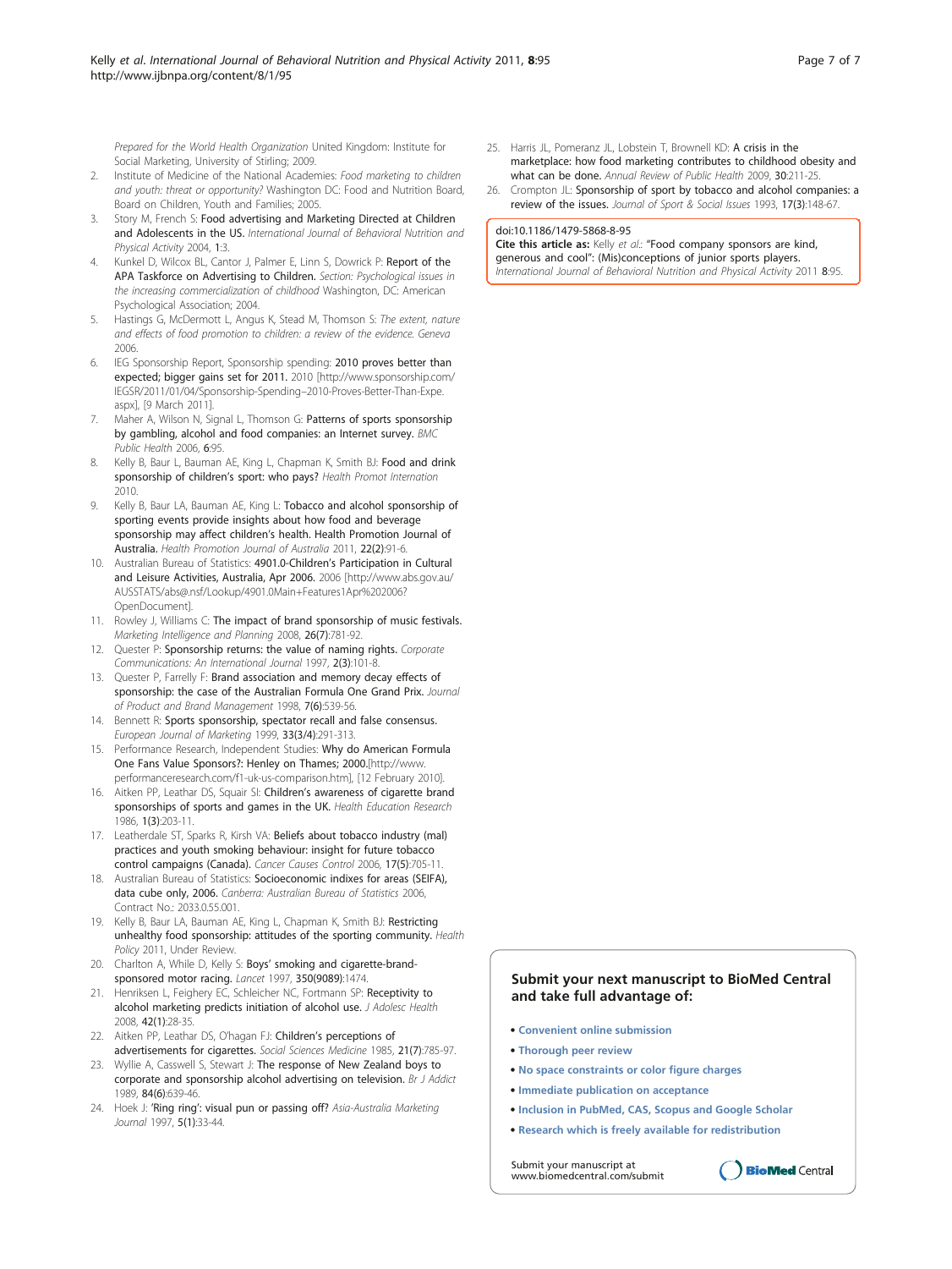Prepared for the World Health Organization United Kingdom: Institute for Social Marketing, University of Stirling; 2009.

2. Institute of Medicine of the National Academies: *Food marketing to children and youth: threat or opportunity?* Washington DC: Food and Nutrition Board, Board on Children, Youth and Families; 2005.
3. Story M, French S: **Food advertising and Marketing Directed at Children and Adolescents in the US.** *International Journal of Behavioral Nutrition and Physical Activity* 2004, **1**:3.
4. Kunkel D, Wilcox BL, Cantor J, Palmer E, Linn S, Dowrick P: **Report of the APA Taskforce on Advertising to Children.** *Section: Psychological issues in the increasing commercialization of childhood* Washington, DC: American Psychological Association; 2004.
5. Hastings G, McDermott L, Angus K, Stead M, Thomson S: *The extent, nature and effects of food promotion to children: a review of the evidence. Geneva* 2006.
6. IEG Sponsorship Report, Sponsorship spending: **2010 proves better than expected; bigger gains set for 2011.** 2010 [http://www.sponsorship.com/IEGSR/2011/01/04/Sponsorship-Spending--2010-Proves-Better-Than-Expe.aspx], [9 March 2011].
7. Maher A, Wilson N, Signal L, Thomson G: **Patterns of sports sponsorship by gambling, alcohol and food companies: an Internet survey.** *BMC Public Health* 2006, **6**:95.
8. Kelly B, Baur L, Bauman AE, King L, Chapman K, Smith BJ: **Food and drink sponsorship of children's sport: who pays?** *Health Promot Internation* 2010.
9. Kelly B, Baur LA, Bauman AE, King L: **Tobacco and alcohol sponsorship of sporting events provide insights about how food and beverage sponsorship may affect children's health. Health Promotion Journal of Australia.** *Health Promotion Journal of Australia* 2011, **22(2)**:91-6.
10. Australian Bureau of Statistics: **4901.0-Children's Participation in Cultural and Leisure Activities, Australia, Apr 2006.** 2006 [http://www.abs.gov.au/AUSSTATS/abs@.nsf/Lookup/4901.0Main+Features1Apr%202006?OpenDocument].
11. Rowley J, Williams C: **The impact of brand sponsorship of music festivals.** *Marketing Intelligence and Planning* 2008, **26(7)**:781-92.
12. Quester P: **Sponsorship returns: the value of naming rights.** *Corporate Communications: An International Journal* 1997, **2(3)**:101-8.
13. Quester P, Farrelly F: **Brand association and memory decay effects of sponsorship: the case of the Australian Formula One Grand Prix.** *Journal of Product and Brand Management* 1998, **7(6)**:539-56.
14. Bennett R: **Sports sponsorship, spectator recall and false consensus.** *European Journal of Marketing* 1999, **33(3/4)**:291-313.
15. Performance Research, Independent Studies: **Why do American Formula One Fans Value Sponsors?: Henley on Thames; 2000.**[http://www.performanceresearch.com/f1-uk-us-comparison.htm], [12 February 2010].
16. Aitken PP, Leathar DS, Squair SI: **Children's awareness of cigarette brand sponsorships of sports and games in the UK.** *Health Education Research* 1986, **1(3)**:203-11.
17. Leatherdale ST, Sparks R, Kirsh VA: **Beliefs about tobacco industry (mal) practices and youth smoking behaviour: insight for future tobacco control campaigns (Canada).** *Cancer Causes Control* 2006, **17(5)**:705-11.
18. Australian Bureau of Statistics: **Socioeconomic indexes for areas (SEIFA), data cube only, 2006.** *Canberra: Australian Bureau of Statistics* 2006, Contract No.: 2033.0.55.001.
19. Kelly B, Baur LA, Bauman AE, King L, Chapman K, Smith BJ: **Restricting unhealthy food sponsorship: attitudes of the sporting community.** *Health Policy* 2011, Under Review.
20. Charlton A, While D, Kelly S: **Boys' smoking and cigarette-brand-sponsored motor racing.** *Lancet* 1997, **350(9089)**:1474.
21. Henriksen L, Feighery EC, Schleicher NC, Fortmann SP: **Receptivity to alcohol marketing predicts initiation of alcohol use.** *J Adolesc Health* 2008, **42(1)**:28-35.
22. Aitken PP, Leathar DS, O'hagan FJ: **Children's perceptions of advertisements for cigarettes.** *Social Sciences Medicine* 1985, **21(7)**:785-97.
23. Wyllie A, Casswell S, Stewart J: **The response of New Zealand boys to corporate and sponsorship alcohol advertising on television.** *Br J Addict* 1989, **84(6)**:639-46.
24. Hoek J: **'Ring ring': visual pun or passing off?** *Asia-Australia Marketing Journal* 1997, **5(1)**:33-44.
25. Harris JL, Pomeranz JL, Lobstein T, Brownell KD: **A crisis in the marketplace: how food marketing contributes to childhood obesity and what can be done.** *Annual Review of Public Health* 2009, **30**:211-25.
26. Crompton JL: **Sponsorship of sport by tobacco and alcohol companies: a review of the issues.** *Journal of Sport & Social Issues* 1993, **17(3)**:148-67.

doi:10.1186/1479-5868-8-95

**Cite this article as:** Kelly *et al.*: "Food company sponsors are kind, generous and cool": (Mis)conceptions of junior sports players. *International Journal of Behavioral Nutrition and Physical Activity* 2011 **8**:95.

**Submit your next manuscript to BioMed Central and take full advantage of:**

- **Convenient online submission**
- **Thorough peer review**
- **No space constraints or color figure charges**
- **Immediate publication on acceptance**
- **Inclusion in PubMed, CAS, Scopus and Google Scholar**
- **Research which is freely available for redistribution**

Submit your manuscript at www.biomedcentral.com/submit

BioMed Central